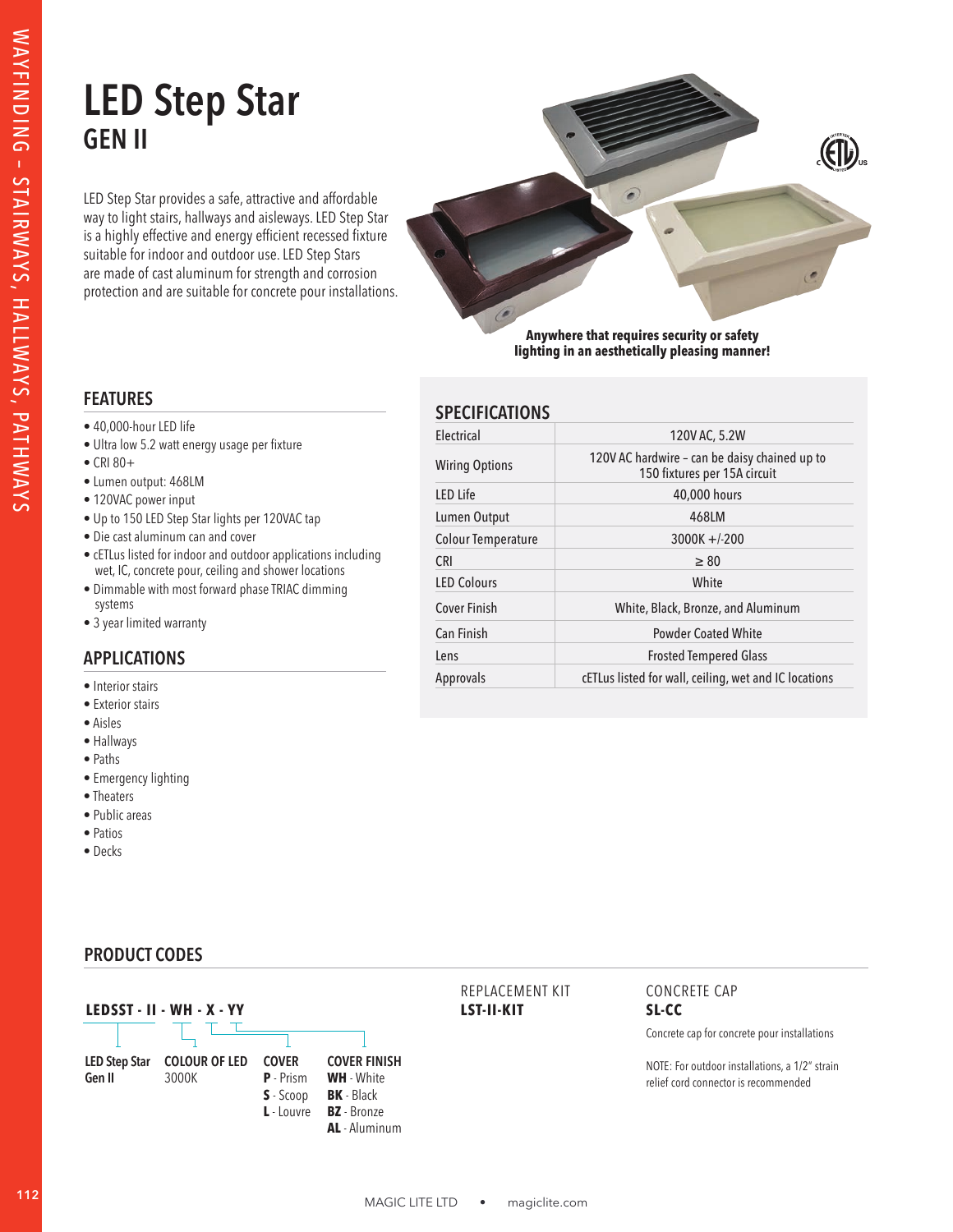# LED Step Star
## GEN II

LED Step Star provides a safe, attractive and affordable way to light stairs, hallways and aisleways. LED Step Star is a highly effective and energy efficient recessed fixture suitable for indoor and outdoor use. LED Step Stars are made of cast aluminum for strength and corrosion protection and are suitable for concrete pour installations.

**Anywhere that requires security or safety lighting in an aesthetically pleasing manner!**

### FEATURES

- 40,000-hour LED life
- Ultra low 5.2 watt energy usage per fixture
- CRI 80+
- Lumen output: 468LM
- 120VAC power input
- Up to 150 LED Step Star lights per 120VAC tap
- Die cast aluminum can and cover
- cETLus listed for indoor and outdoor applications including wet, IC, concrete pour, ceiling and shower locations
- Dimmable with most forward phase TRIAC dimming systems
- 3 year limited warranty

### APPLICATIONS

- Interior stairs
- Exterior stairs
- Aisles
- Hallways
- Paths
- Emergency lighting
- Theaters
- Public areas
- Patios
- Decks

### SPECIFICATIONS

| | |
|---|---|
| Electrical | 120V AC, 5.2W |
| Wiring Options | 120V AC hardwire – can be daisy chained up to 150 fixtures per 15A circuit |
| LED Life | 40,000 hours |
| Lumen Output | 468LM |
| Colour Temperature | 3000K +/-200 |
| CRI | ≥ 80 |
| LED Colours | White |
| Cover Finish | White, Black, Bronze, and Aluminum |
| Can Finish | Powder Coated White |
| Lens | Frosted Tempered Glass |
| Approvals | cETLus listed for wall, ceiling, wet and IC locations |

### PRODUCT CODES

**LEDSST - II - WH - X - YY**

| LED Step Star Gen II | COLOUR OF LED | COVER | COVER FINISH |
|---|---|---|---|
| | 3000K | **P** - Prism | **WH** - White |
| | | **S** - Scoop | **BK** - Black |
| | | **L** - Louvre | **BZ** - Bronze |
| | | | **AL** - Aluminum |

REPLACEMENT KIT
**LST-II-KIT**

CONCRETE CAP
**SL-CC**

Concrete cap for concrete pour installations

NOTE: For outdoor installations, a 1/2" strain relief cord connector is recommended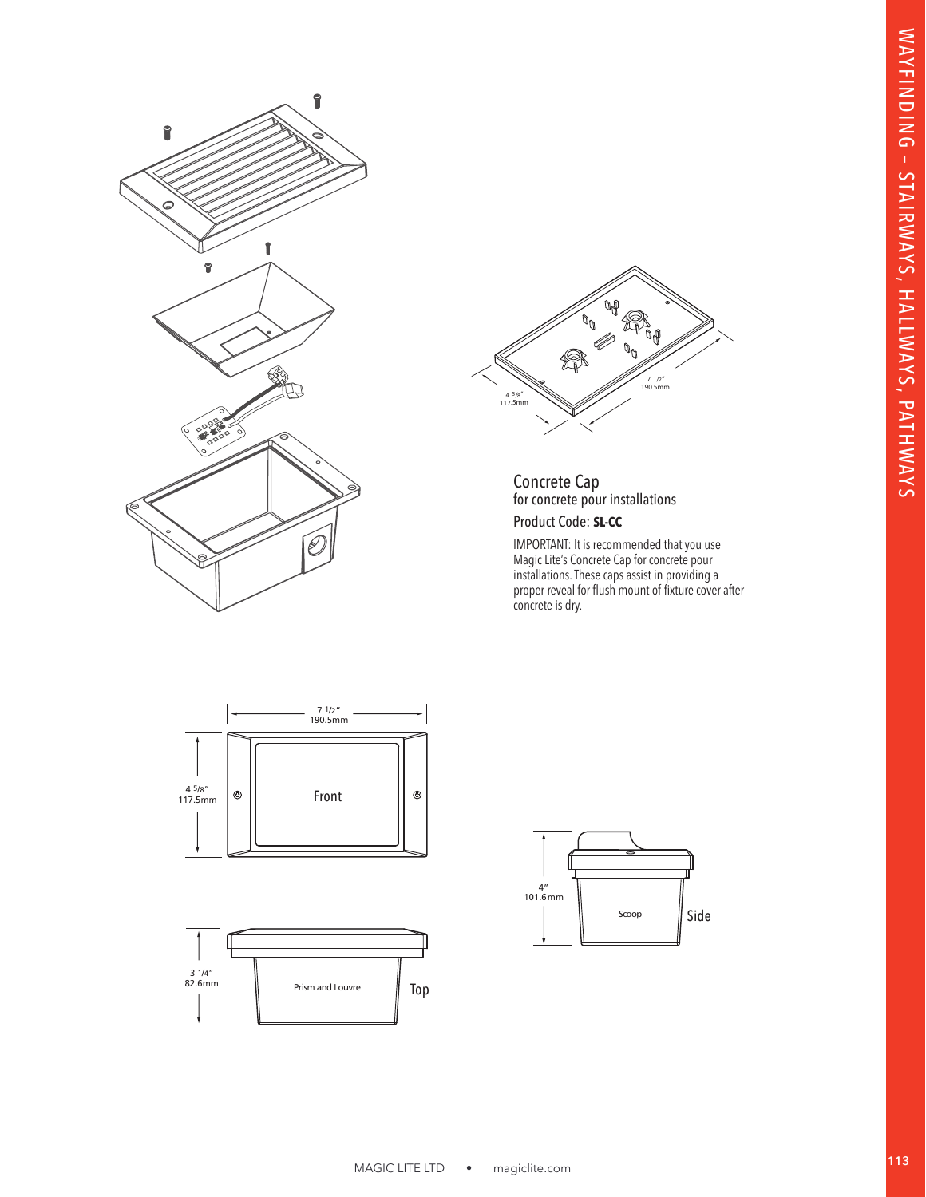7 1/2"
190.5mm

4 5/8"
117.5mm

## Concrete Cap

for concrete pour installations

Product Code: **SL-CC**

IMPORTANT: It is recommended that you use Magic Lite's Concrete Cap for concrete pour installations. These caps assist in providing a proper reveal for flush mount of fixture cover after concrete is dry.

7 1/2"
190.5mm

4 5/8"
117.5mm

Front

3 1/4"
82.6mm

Prism and Louvre

Top

4"
101.6mm

Scoop

Side

MAGIC LITE LTD • magiclite.com